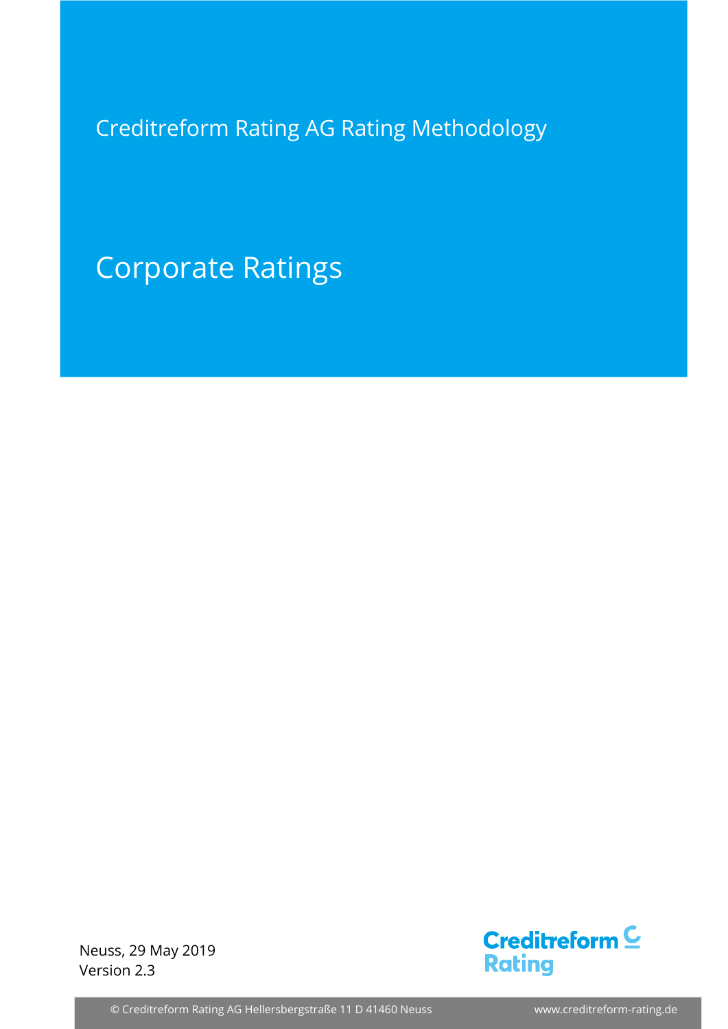Creditreform Rating AG Rating Methodology

# Corporate Ratings

Neuss, 29 May 2019
Version 2.3

Creditreform Rating

© Creditreform Rating AG Hellersbergstraße 11 D 41460 Neuss www.creditreform-rating.de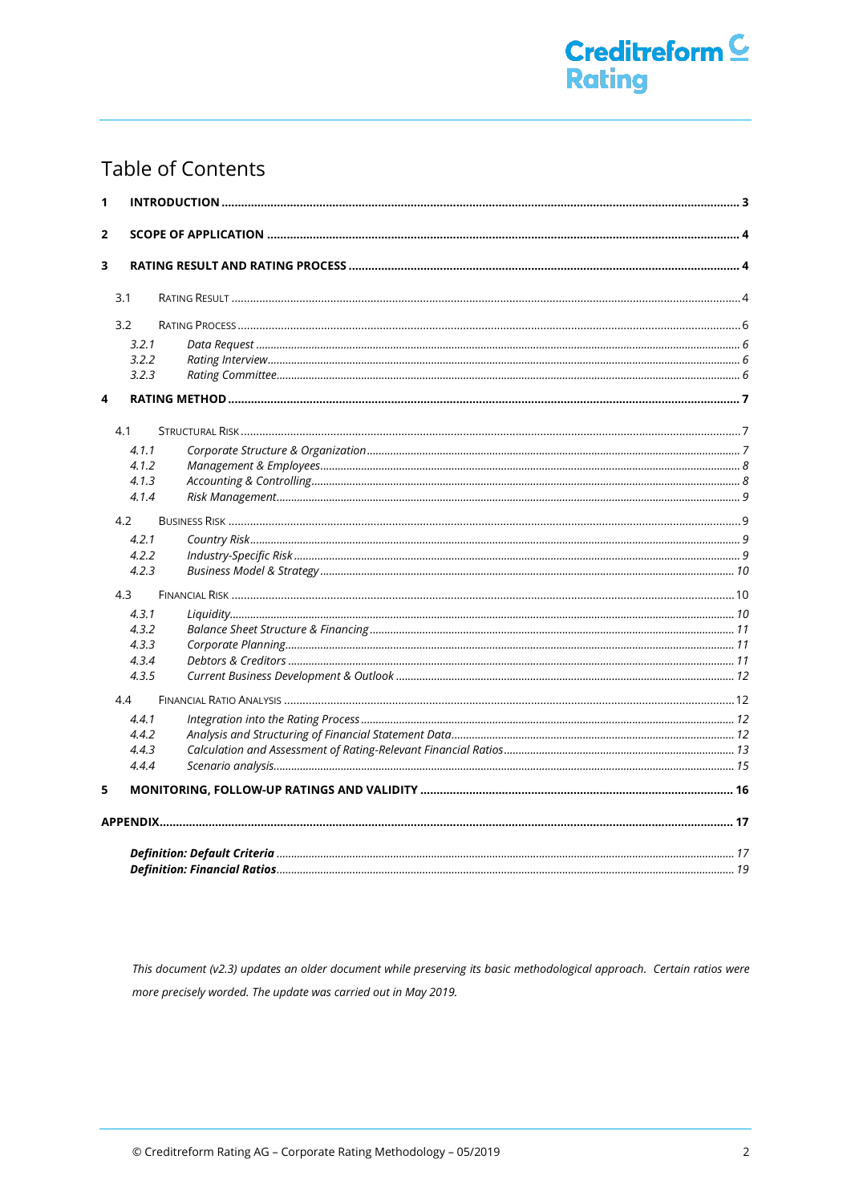# Table of Contents

**1 INTRODUCTION** ... **3**

**2 SCOPE OF APPLICATION** ... **4**

**3 RATING RESULT AND RATING PROCESS** ... **4**

- 3.1 RATING RESULT ... 4
- 3.2 RATING PROCESS ... 6
  - *3.2.1 Data Request ... 6*
  - *3.2.2 Rating Interview ... 6*
  - *3.2.3 Rating Committee ... 6*

**4 RATING METHOD** ... **7**

- 4.1 STRUCTURAL RISK ... 7
  - *4.1.1 Corporate Structure & Organization ... 7*
  - *4.1.2 Management & Employees ... 8*
  - *4.1.3 Accounting & Controlling ... 8*
  - *4.1.4 Risk Management ... 9*
- 4.2 BUSINESS RISK ... 9
  - *4.2.1 Country Risk ... 9*
  - *4.2.2 Industry-Specific Risk ... 9*
  - *4.2.3 Business Model & Strategy ... 10*
- 4.3 FINANCIAL RISK ... 10
  - *4.3.1 Liquidity ... 10*
  - *4.3.2 Balance Sheet Structure & Financing ... 11*
  - *4.3.3 Corporate Planning ... 11*
  - *4.3.4 Debtors & Creditors ... 11*
  - *4.3.5 Current Business Development & Outlook ... 12*
- 4.4 FINANCIAL RATIO ANALYSIS ... 12
  - *4.4.1 Integration into the Rating Process ... 12*
  - *4.4.2 Analysis and Structuring of Financial Statement Data ... 12*
  - *4.4.3 Calculation and Assessment of Rating-Relevant Financial Ratios ... 13*
  - *4.4.4 Scenario analysis ... 15*

**5 MONITORING, FOLLOW-UP RATINGS AND VALIDITY** ... **16**

**APPENDIX** ... **17**

- ***Definition: Default Criteria** ... 17*
- ***Definition: Financial Ratios** ... 19*

*This document (v2.3) updates an older document while preserving its basic methodological approach. Certain ratios were more precisely worded. The update was carried out in May 2019.*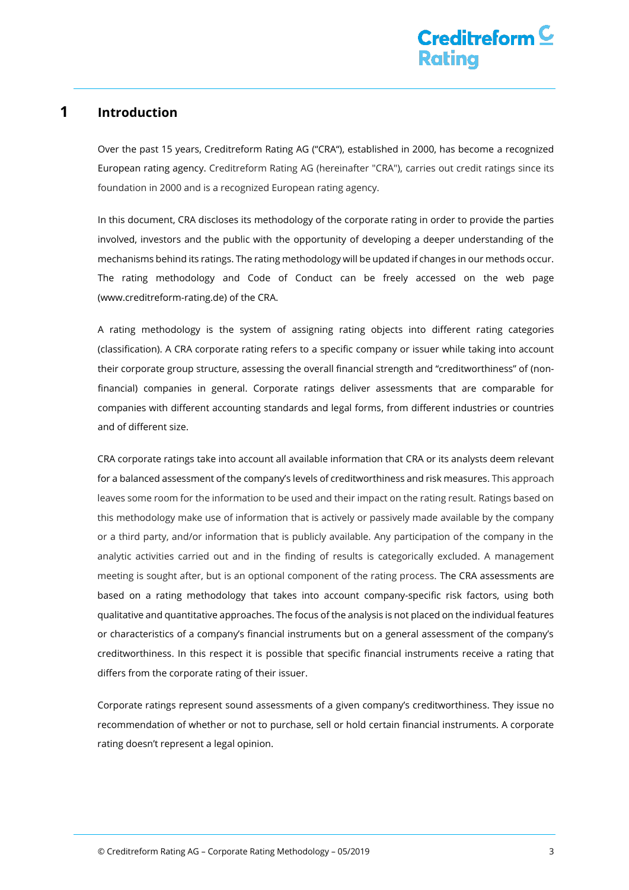# 1 Introduction

Over the past 15 years, Creditreform Rating AG ("CRA"), established in 2000, has become a recognized European rating agency. Creditreform Rating AG (hereinafter "CRA"), carries out credit ratings since its foundation in 2000 and is a recognized European rating agency.

In this document, CRA discloses its methodology of the corporate rating in order to provide the parties involved, investors and the public with the opportunity of developing a deeper understanding of the mechanisms behind its ratings. The rating methodology will be updated if changes in our methods occur. The rating methodology and Code of Conduct can be freely accessed on the web page (www.creditreform-rating.de) of the CRA.

A rating methodology is the system of assigning rating objects into different rating categories (classification). A CRA corporate rating refers to a specific company or issuer while taking into account their corporate group structure, assessing the overall financial strength and "creditworthiness" of (non-financial) companies in general. Corporate ratings deliver assessments that are comparable for companies with different accounting standards and legal forms, from different industries or countries and of different size.

CRA corporate ratings take into account all available information that CRA or its analysts deem relevant for a balanced assessment of the company's levels of creditworthiness and risk measures. This approach leaves some room for the information to be used and their impact on the rating result. Ratings based on this methodology make use of information that is actively or passively made available by the company or a third party, and/or information that is publicly available. Any participation of the company in the analytic activities carried out and in the finding of results is categorically excluded. A management meeting is sought after, but is an optional component of the rating process. The CRA assessments are based on a rating methodology that takes into account company-specific risk factors, using both qualitative and quantitative approaches. The focus of the analysis is not placed on the individual features or characteristics of a company's financial instruments but on a general assessment of the company's creditworthiness. In this respect it is possible that specific financial instruments receive a rating that differs from the corporate rating of their issuer.

Corporate ratings represent sound assessments of a given company's creditworthiness. They issue no recommendation of whether or not to purchase, sell or hold certain financial instruments. A corporate rating doesn't represent a legal opinion.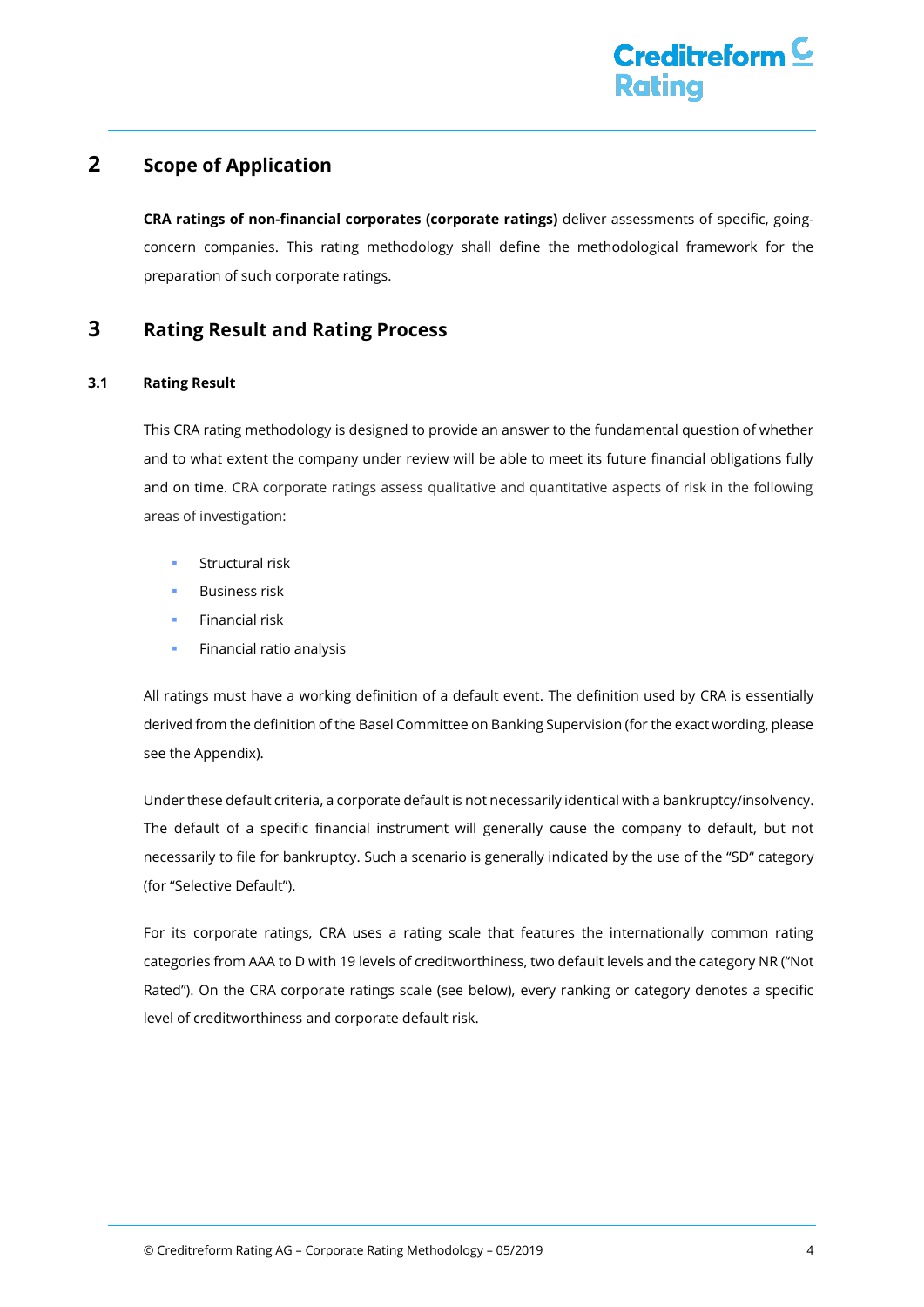## 2 Scope of Application

**CRA ratings of non-financial corporates (corporate ratings)** deliver assessments of specific, going-concern companies. This rating methodology shall define the methodological framework for the preparation of such corporate ratings.

## 3 Rating Result and Rating Process

### 3.1 Rating Result

This CRA rating methodology is designed to provide an answer to the fundamental question of whether and to what extent the company under review will be able to meet its future financial obligations fully and on time. CRA corporate ratings assess qualitative and quantitative aspects of risk in the following areas of investigation:

- Structural risk
- Business risk
- Financial risk
- Financial ratio analysis

All ratings must have a working definition of a default event. The definition used by CRA is essentially derived from the definition of the Basel Committee on Banking Supervision (for the exact wording, please see the Appendix).

Under these default criteria, a corporate default is not necessarily identical with a bankruptcy/insolvency. The default of a specific financial instrument will generally cause the company to default, but not necessarily to file for bankruptcy. Such a scenario is generally indicated by the use of the "SD" category (for "Selective Default").

For its corporate ratings, CRA uses a rating scale that features the internationally common rating categories from AAA to D with 19 levels of creditworthiness, two default levels and the category NR ("Not Rated"). On the CRA corporate ratings scale (see below), every ranking or category denotes a specific level of creditworthiness and corporate default risk.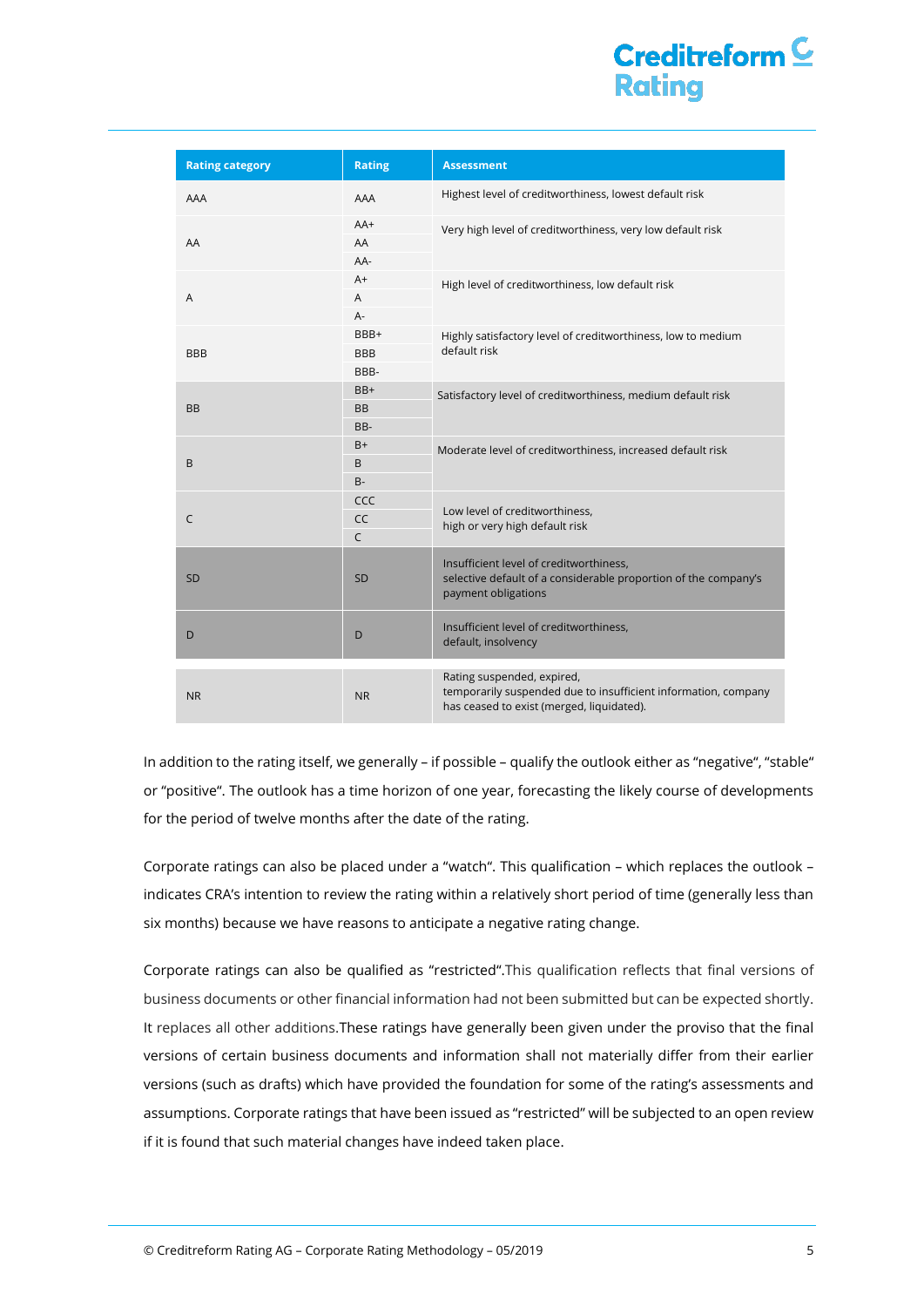| Rating category | Rating | Assessment |
|---|---|---|
| AAA | AAA | Highest level of creditworthiness, lowest default risk |
| AA | AA+ | Very high level of creditworthiness, very low default risk |
| | AA | |
| | AA- | |
| A | A+ | High level of creditworthiness, low default risk |
| | A | |
| | A- | |
| BBB | BBB+ | Highly satisfactory level of creditworthiness, low to medium default risk |
| | BBB | |
| | BBB- | |
| BB | BB+ | Satisfactory level of creditworthiness, medium default risk |
| | BB | |
| | BB- | |
| B | B+ | Moderate level of creditworthiness, increased default risk |
| | B | |
| | B- | |
| C | CCC | Low level of creditworthiness, high or very high default risk |
| | CC | |
| | C | |
| SD | SD | Insufficient level of creditworthiness, selective default of a considerable proportion of the company's payment obligations |
| D | D | Insufficient level of creditworthiness, default, insolvency |
| NR | NR | Rating suspended, expired, temporarily suspended due to insufficient information, company has ceased to exist (merged, liquidated). |

In addition to the rating itself, we generally – if possible – qualify the outlook either as "negative", "stable" or "positive". The outlook has a time horizon of one year, forecasting the likely course of developments for the period of twelve months after the date of the rating.

Corporate ratings can also be placed under a "watch". This qualification – which replaces the outlook – indicates CRA's intention to review the rating within a relatively short period of time (generally less than six months) because we have reasons to anticipate a negative rating change.

Corporate ratings can also be qualified as "restricted".This qualification reflects that final versions of business documents or other financial information had not been submitted but can be expected shortly. It replaces all other additions.These ratings have generally been given under the proviso that the final versions of certain business documents and information shall not materially differ from their earlier versions (such as drafts) which have provided the foundation for some of the rating's assessments and assumptions. Corporate ratings that have been issued as "restricted" will be subjected to an open review if it is found that such material changes have indeed taken place.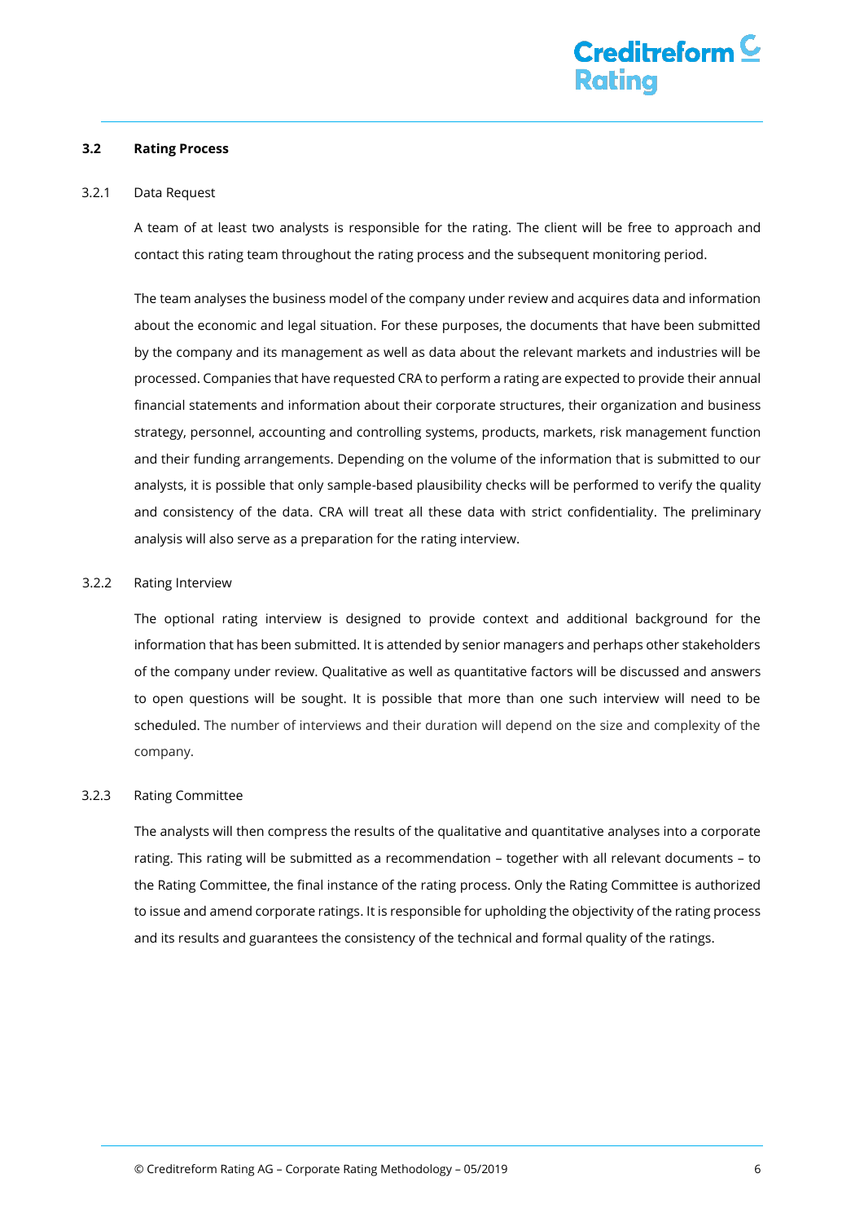## 3.2 Rating Process

### 3.2.1 Data Request

A team of at least two analysts is responsible for the rating. The client will be free to approach and contact this rating team throughout the rating process and the subsequent monitoring period.

The team analyses the business model of the company under review and acquires data and information about the economic and legal situation. For these purposes, the documents that have been submitted by the company and its management as well as data about the relevant markets and industries will be processed. Companies that have requested CRA to perform a rating are expected to provide their annual financial statements and information about their corporate structures, their organization and business strategy, personnel, accounting and controlling systems, products, markets, risk management function and their funding arrangements. Depending on the volume of the information that is submitted to our analysts, it is possible that only sample-based plausibility checks will be performed to verify the quality and consistency of the data. CRA will treat all these data with strict confidentiality. The preliminary analysis will also serve as a preparation for the rating interview.

### 3.2.2 Rating Interview

The optional rating interview is designed to provide context and additional background for the information that has been submitted. It is attended by senior managers and perhaps other stakeholders of the company under review. Qualitative as well as quantitative factors will be discussed and answers to open questions will be sought. It is possible that more than one such interview will need to be scheduled. The number of interviews and their duration will depend on the size and complexity of the company.

### 3.2.3 Rating Committee

The analysts will then compress the results of the qualitative and quantitative analyses into a corporate rating. This rating will be submitted as a recommendation – together with all relevant documents – to the Rating Committee, the final instance of the rating process. Only the Rating Committee is authorized to issue and amend corporate ratings. It is responsible for upholding the objectivity of the rating process and its results and guarantees the consistency of the technical and formal quality of the ratings.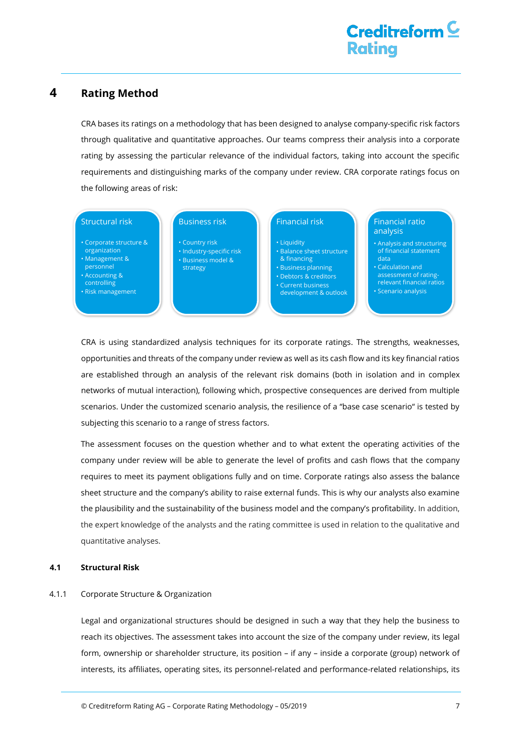# 4 Rating Method

CRA bases its ratings on a methodology that has been designed to analyse company-specific risk factors through qualitative and quantitative approaches. Our teams compress their analysis into a corporate rating by assessing the particular relevance of the individual factors, taking into account the specific requirements and distinguishing marks of the company under review. CRA corporate ratings focus on the following areas of risk:

| Structural risk | Business risk | Financial risk | Financial ratio analysis |
|---|---|---|---|
| • Corporate structure & organization<br>• Management & personnel<br>• Accounting & controlling<br>• Risk management | • Country risk<br>• Industry-specific risk<br>• Business model & strategy | • Liquidity<br>• Balance sheet structure & financing<br>• Business planning<br>• Debtors & creditors<br>• Current business development & outlook | • Analysis and structuring of financial statement data<br>• Calculation and assessment of rating-relevant financial ratios<br>• Scenario analysis |

CRA is using standardized analysis techniques for its corporate ratings. The strengths, weaknesses, opportunities and threats of the company under review as well as its cash flow and its key financial ratios are established through an analysis of the relevant risk domains (both in isolation and in complex networks of mutual interaction), following which, prospective consequences are derived from multiple scenarios. Under the customized scenario analysis, the resilience of a "base case scenario" is tested by subjecting this scenario to a range of stress factors.

The assessment focuses on the question whether and to what extent the operating activities of the company under review will be able to generate the level of profits and cash flows that the company requires to meet its payment obligations fully and on time. Corporate ratings also assess the balance sheet structure and the company's ability to raise external funds. This is why our analysts also examine the plausibility and the sustainability of the business model and the company's profitability. In addition, the expert knowledge of the analysts and the rating committee is used in relation to the qualitative and quantitative analyses.

## 4.1 Structural Risk

### 4.1.1 Corporate Structure & Organization

Legal and organizational structures should be designed in such a way that they help the business to reach its objectives. The assessment takes into account the size of the company under review, its legal form, ownership or shareholder structure, its position – if any – inside a corporate (group) network of interests, its affiliates, operating sites, its personnel-related and performance-related relationships, its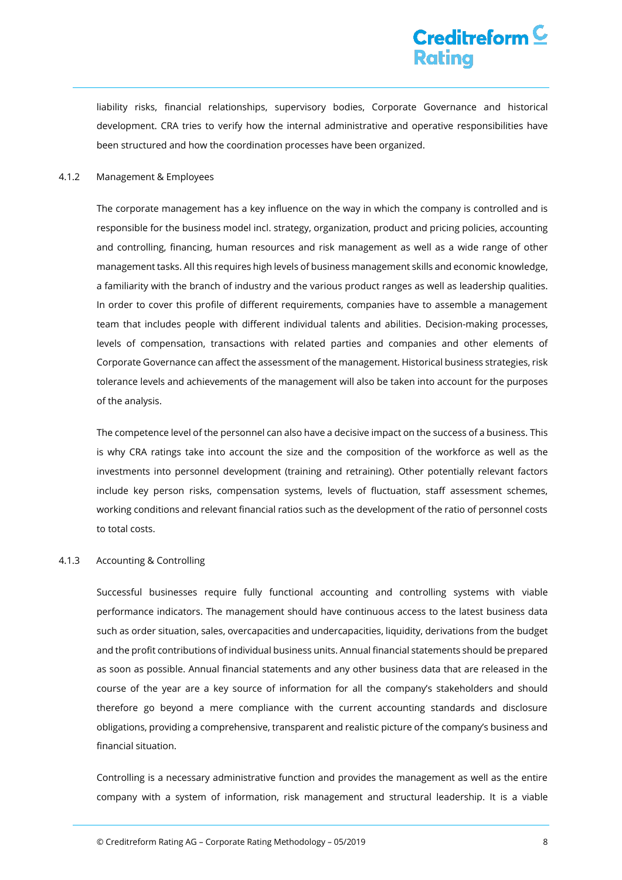liability risks, financial relationships, supervisory bodies, Corporate Governance and historical development. CRA tries to verify how the internal administrative and operative responsibilities have been structured and how the coordination processes have been organized.

### 4.1.2 Management & Employees

The corporate management has a key influence on the way in which the company is controlled and is responsible for the business model incl. strategy, organization, product and pricing policies, accounting and controlling, financing, human resources and risk management as well as a wide range of other management tasks. All this requires high levels of business management skills and economic knowledge, a familiarity with the branch of industry and the various product ranges as well as leadership qualities. In order to cover this profile of different requirements, companies have to assemble a management team that includes people with different individual talents and abilities. Decision-making processes, levels of compensation, transactions with related parties and companies and other elements of Corporate Governance can affect the assessment of the management. Historical business strategies, risk tolerance levels and achievements of the management will also be taken into account for the purposes of the analysis.

The competence level of the personnel can also have a decisive impact on the success of a business. This is why CRA ratings take into account the size and the composition of the workforce as well as the investments into personnel development (training and retraining). Other potentially relevant factors include key person risks, compensation systems, levels of fluctuation, staff assessment schemes, working conditions and relevant financial ratios such as the development of the ratio of personnel costs to total costs.

### 4.1.3 Accounting & Controlling

Successful businesses require fully functional accounting and controlling systems with viable performance indicators. The management should have continuous access to the latest business data such as order situation, sales, overcapacities and undercapacities, liquidity, derivations from the budget and the profit contributions of individual business units. Annual financial statements should be prepared as soon as possible. Annual financial statements and any other business data that are released in the course of the year are a key source of information for all the company's stakeholders and should therefore go beyond a mere compliance with the current accounting standards and disclosure obligations, providing a comprehensive, transparent and realistic picture of the company's business and financial situation.

Controlling is a necessary administrative function and provides the management as well as the entire company with a system of information, risk management and structural leadership. It is a viable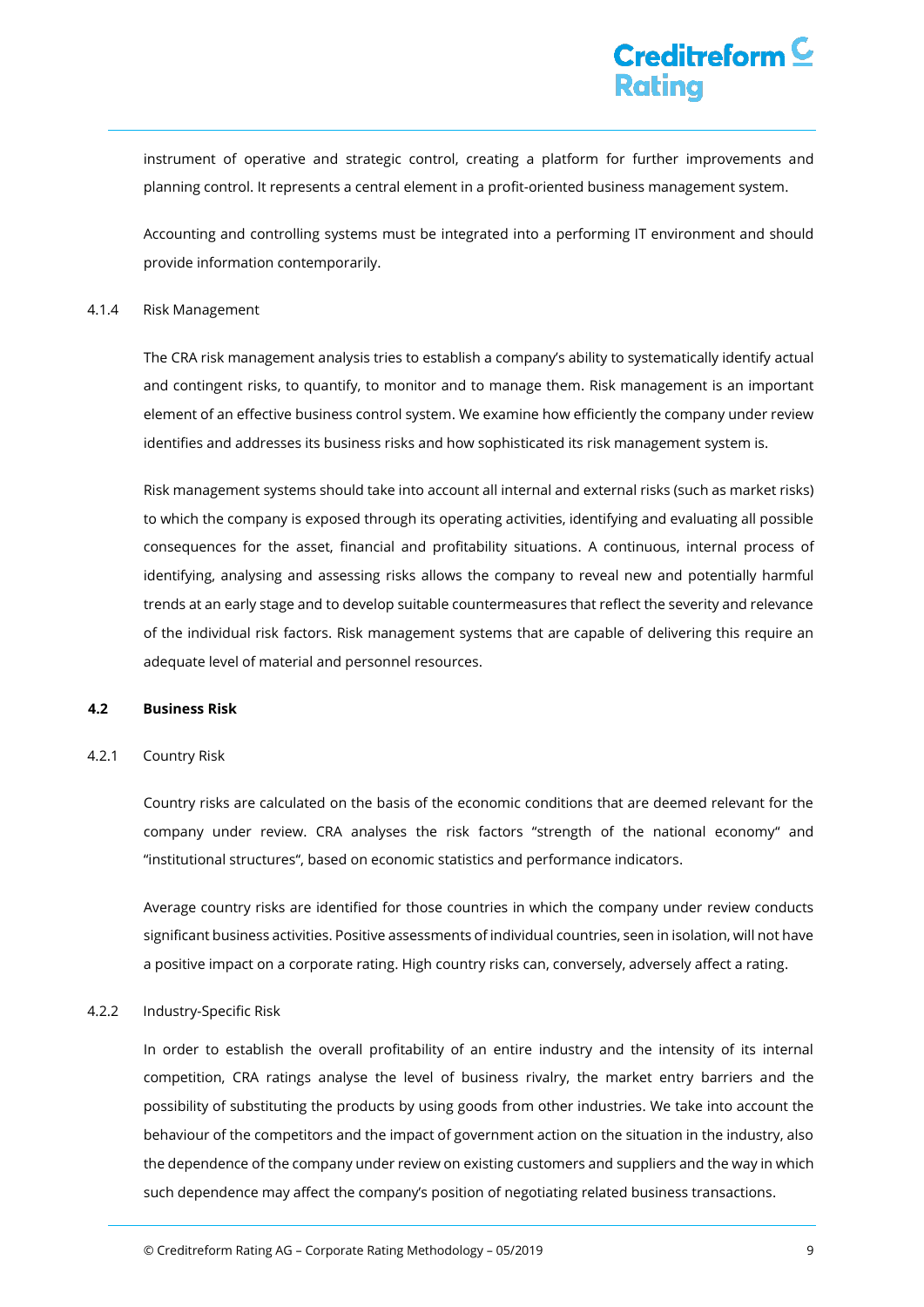instrument of operative and strategic control, creating a platform for further improvements and planning control. It represents a central element in a profit-oriented business management system.

Accounting and controlling systems must be integrated into a performing IT environment and should provide information contemporarily.

#### 4.1.4 Risk Management

The CRA risk management analysis tries to establish a company's ability to systematically identify actual and contingent risks, to quantify, to monitor and to manage them. Risk management is an important element of an effective business control system. We examine how efficiently the company under review identifies and addresses its business risks and how sophisticated its risk management system is.

Risk management systems should take into account all internal and external risks (such as market risks) to which the company is exposed through its operating activities, identifying and evaluating all possible consequences for the asset, financial and profitability situations. A continuous, internal process of identifying, analysing and assessing risks allows the company to reveal new and potentially harmful trends at an early stage and to develop suitable countermeasures that reflect the severity and relevance of the individual risk factors. Risk management systems that are capable of delivering this require an adequate level of material and personnel resources.

### 4.2 Business Risk

#### 4.2.1 Country Risk

Country risks are calculated on the basis of the economic conditions that are deemed relevant for the company under review. CRA analyses the risk factors "strength of the national economy" and "institutional structures", based on economic statistics and performance indicators.

Average country risks are identified for those countries in which the company under review conducts significant business activities. Positive assessments of individual countries, seen in isolation, will not have a positive impact on a corporate rating. High country risks can, conversely, adversely affect a rating.

#### 4.2.2 Industry-Specific Risk

In order to establish the overall profitability of an entire industry and the intensity of its internal competition, CRA ratings analyse the level of business rivalry, the market entry barriers and the possibility of substituting the products by using goods from other industries. We take into account the behaviour of the competitors and the impact of government action on the situation in the industry, also the dependence of the company under review on existing customers and suppliers and the way in which such dependence may affect the company's position of negotiating related business transactions.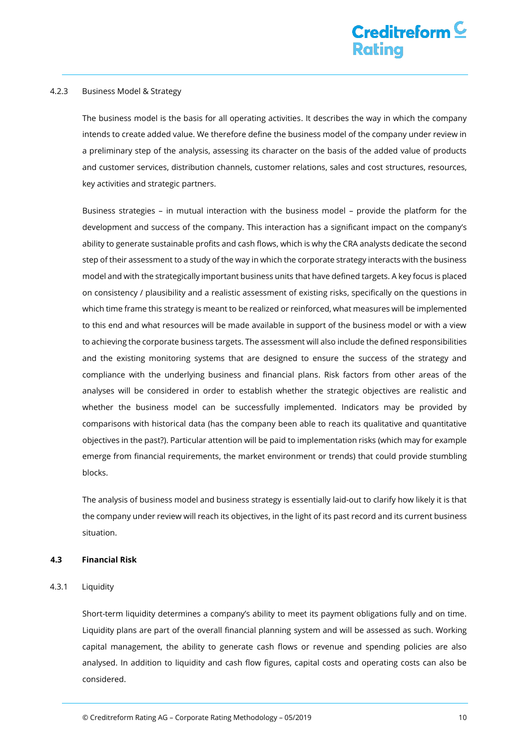#### 4.2.3 Business Model & Strategy

The business model is the basis for all operating activities. It describes the way in which the company intends to create added value. We therefore define the business model of the company under review in a preliminary step of the analysis, assessing its character on the basis of the added value of products and customer services, distribution channels, customer relations, sales and cost structures, resources, key activities and strategic partners.

Business strategies – in mutual interaction with the business model – provide the platform for the development and success of the company. This interaction has a significant impact on the company's ability to generate sustainable profits and cash flows, which is why the CRA analysts dedicate the second step of their assessment to a study of the way in which the corporate strategy interacts with the business model and with the strategically important business units that have defined targets. A key focus is placed on consistency / plausibility and a realistic assessment of existing risks, specifically on the questions in which time frame this strategy is meant to be realized or reinforced, what measures will be implemented to this end and what resources will be made available in support of the business model or with a view to achieving the corporate business targets. The assessment will also include the defined responsibilities and the existing monitoring systems that are designed to ensure the success of the strategy and compliance with the underlying business and financial plans. Risk factors from other areas of the analyses will be considered in order to establish whether the strategic objectives are realistic and whether the business model can be successfully implemented. Indicators may be provided by comparisons with historical data (has the company been able to reach its qualitative and quantitative objectives in the past?). Particular attention will be paid to implementation risks (which may for example emerge from financial requirements, the market environment or trends) that could provide stumbling blocks.

The analysis of business model and business strategy is essentially laid-out to clarify how likely it is that the company under review will reach its objectives, in the light of its past record and its current business situation.

### 4.3 Financial Risk

#### 4.3.1 Liquidity

Short-term liquidity determines a company's ability to meet its payment obligations fully and on time. Liquidity plans are part of the overall financial planning system and will be assessed as such. Working capital management, the ability to generate cash flows or revenue and spending policies are also analysed. In addition to liquidity and cash flow figures, capital costs and operating costs can also be considered.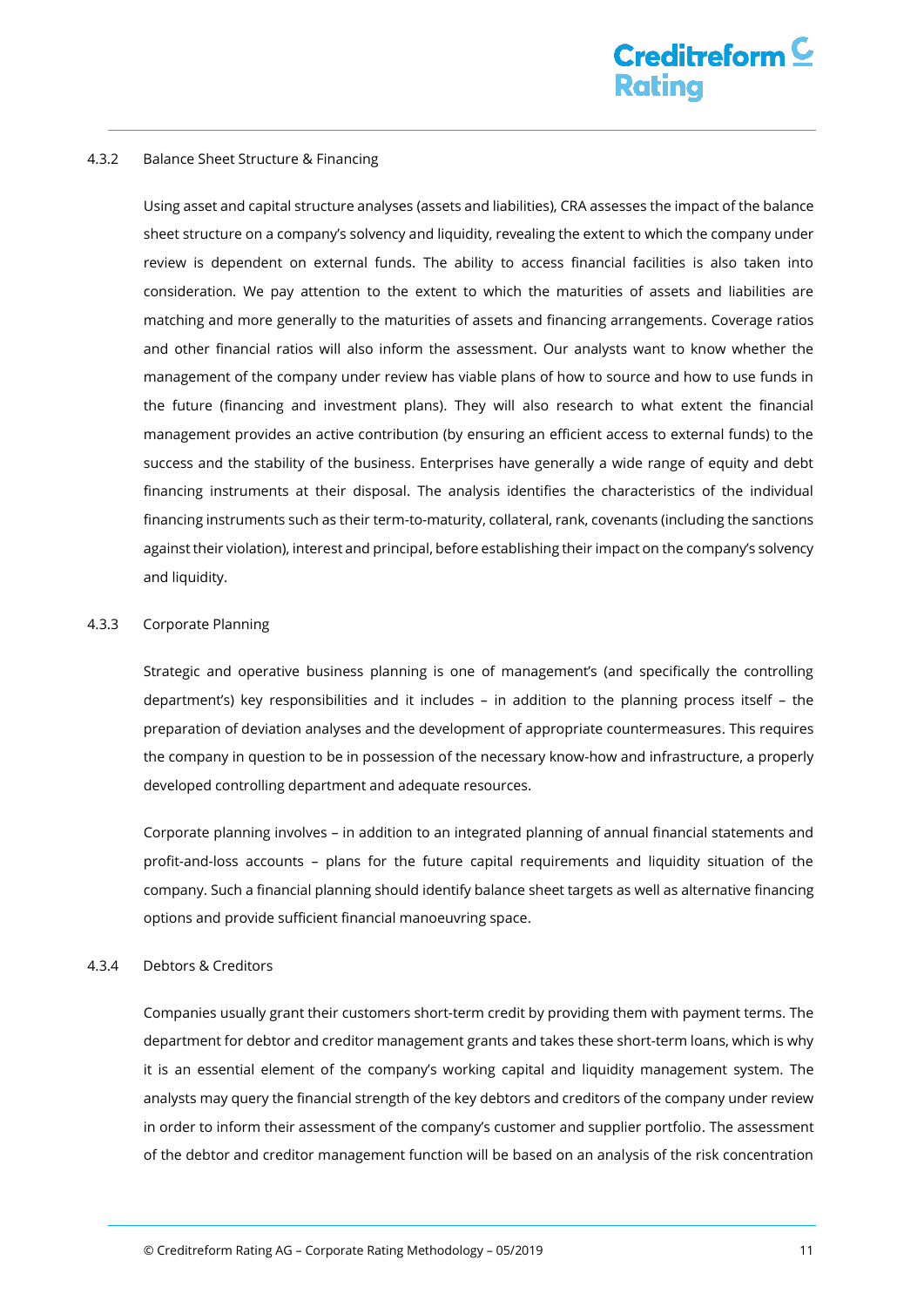#### 4.3.2 Balance Sheet Structure & Financing

Using asset and capital structure analyses (assets and liabilities), CRA assesses the impact of the balance sheet structure on a company's solvency and liquidity, revealing the extent to which the company under review is dependent on external funds. The ability to access financial facilities is also taken into consideration. We pay attention to the extent to which the maturities of assets and liabilities are matching and more generally to the maturities of assets and financing arrangements. Coverage ratios and other financial ratios will also inform the assessment. Our analysts want to know whether the management of the company under review has viable plans of how to source and how to use funds in the future (financing and investment plans). They will also research to what extent the financial management provides an active contribution (by ensuring an efficient access to external funds) to the success and the stability of the business. Enterprises have generally a wide range of equity and debt financing instruments at their disposal. The analysis identifies the characteristics of the individual financing instruments such as their term-to-maturity, collateral, rank, covenants (including the sanctions against their violation), interest and principal, before establishing their impact on the company's solvency and liquidity.

#### 4.3.3 Corporate Planning

Strategic and operative business planning is one of management's (and specifically the controlling department's) key responsibilities and it includes – in addition to the planning process itself – the preparation of deviation analyses and the development of appropriate countermeasures. This requires the company in question to be in possession of the necessary know-how and infrastructure, a properly developed controlling department and adequate resources.

Corporate planning involves – in addition to an integrated planning of annual financial statements and profit-and-loss accounts – plans for the future capital requirements and liquidity situation of the company. Such a financial planning should identify balance sheet targets as well as alternative financing options and provide sufficient financial manoeuvring space.

#### 4.3.4 Debtors & Creditors

Companies usually grant their customers short-term credit by providing them with payment terms. The department for debtor and creditor management grants and takes these short-term loans, which is why it is an essential element of the company's working capital and liquidity management system. The analysts may query the financial strength of the key debtors and creditors of the company under review in order to inform their assessment of the company's customer and supplier portfolio. The assessment of the debtor and creditor management function will be based on an analysis of the risk concentration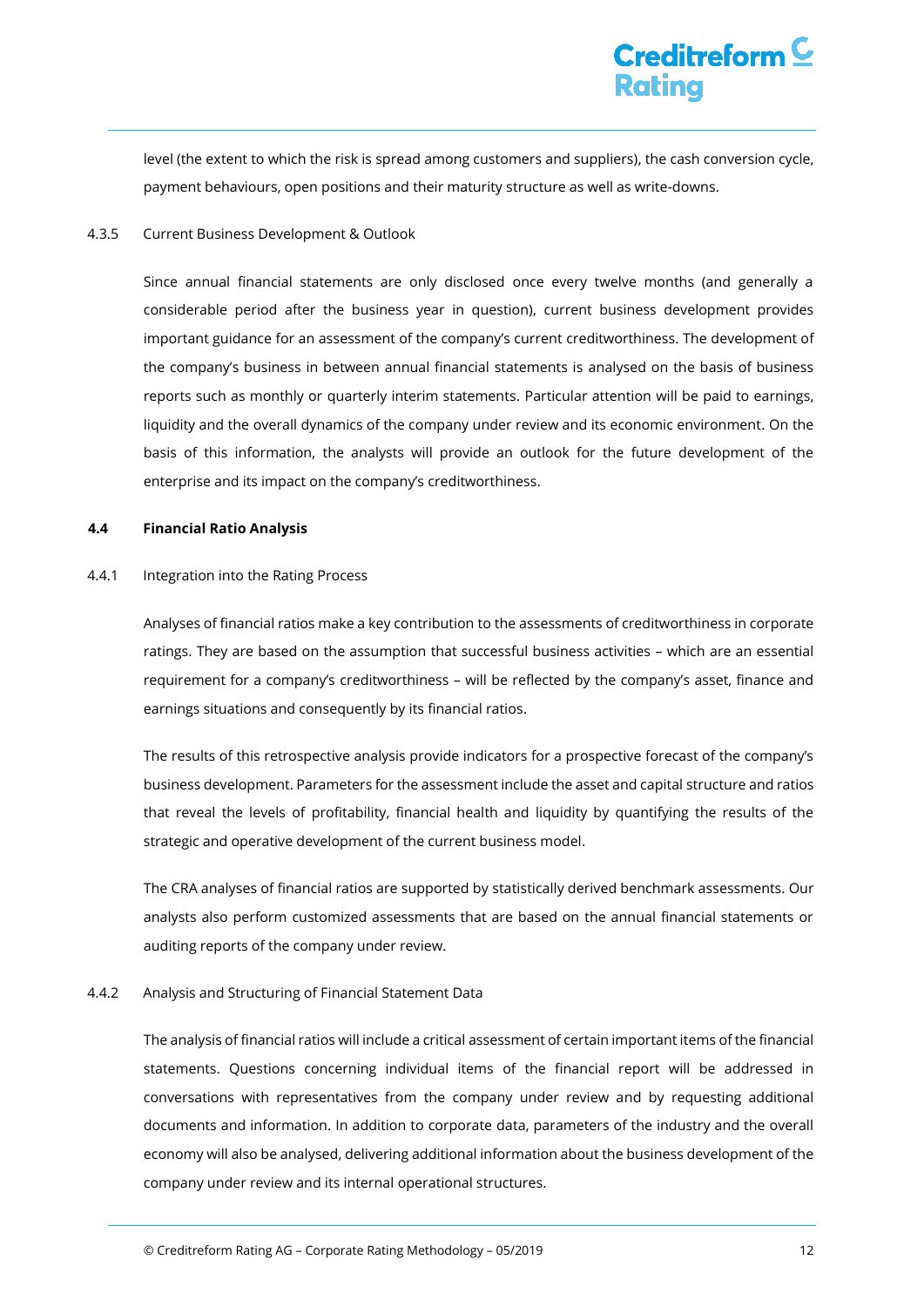level (the extent to which the risk is spread among customers and suppliers), the cash conversion cycle, payment behaviours, open positions and their maturity structure as well as write-downs.

#### 4.3.5 Current Business Development & Outlook

Since annual financial statements are only disclosed once every twelve months (and generally a considerable period after the business year in question), current business development provides important guidance for an assessment of the company's current creditworthiness. The development of the company's business in between annual financial statements is analysed on the basis of business reports such as monthly or quarterly interim statements. Particular attention will be paid to earnings, liquidity and the overall dynamics of the company under review and its economic environment. On the basis of this information, the analysts will provide an outlook for the future development of the enterprise and its impact on the company's creditworthiness.

### 4.4 Financial Ratio Analysis

#### 4.4.1 Integration into the Rating Process

Analyses of financial ratios make a key contribution to the assessments of creditworthiness in corporate ratings. They are based on the assumption that successful business activities – which are an essential requirement for a company's creditworthiness – will be reflected by the company's asset, finance and earnings situations and consequently by its financial ratios.

The results of this retrospective analysis provide indicators for a prospective forecast of the company's business development. Parameters for the assessment include the asset and capital structure and ratios that reveal the levels of profitability, financial health and liquidity by quantifying the results of the strategic and operative development of the current business model.

The CRA analyses of financial ratios are supported by statistically derived benchmark assessments. Our analysts also perform customized assessments that are based on the annual financial statements or auditing reports of the company under review.

#### 4.4.2 Analysis and Structuring of Financial Statement Data

The analysis of financial ratios will include a critical assessment of certain important items of the financial statements. Questions concerning individual items of the financial report will be addressed in conversations with representatives from the company under review and by requesting additional documents and information. In addition to corporate data, parameters of the industry and the overall economy will also be analysed, delivering additional information about the business development of the company under review and its internal operational structures.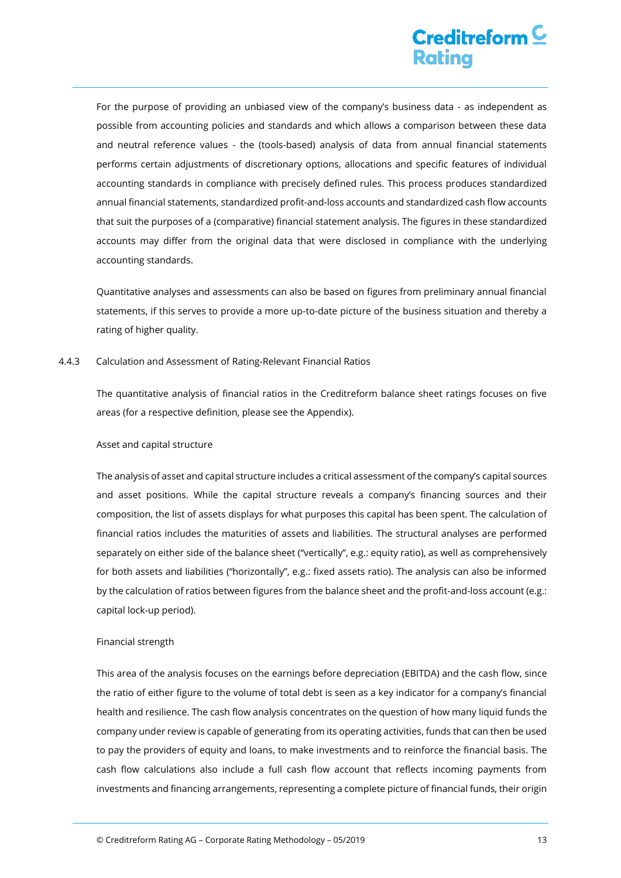For the purpose of providing an unbiased view of the company's business data - as independent as possible from accounting policies and standards and which allows a comparison between these data and neutral reference values - the (tools-based) analysis of data from annual financial statements performs certain adjustments of discretionary options, allocations and specific features of individual accounting standards in compliance with precisely defined rules. This process produces standardized annual financial statements, standardized profit-and-loss accounts and standardized cash flow accounts that suit the purposes of a (comparative) financial statement analysis. The figures in these standardized accounts may differ from the original data that were disclosed in compliance with the underlying accounting standards.

Quantitative analyses and assessments can also be based on figures from preliminary annual financial statements, if this serves to provide a more up-to-date picture of the business situation and thereby a rating of higher quality.

### 4.4.3 Calculation and Assessment of Rating-Relevant Financial Ratios

The quantitative analysis of financial ratios in the Creditreform balance sheet ratings focuses on five areas (for a respective definition, please see the Appendix).

#### Asset and capital structure

The analysis of asset and capital structure includes a critical assessment of the company's capital sources and asset positions. While the capital structure reveals a company's financing sources and their composition, the list of assets displays for what purposes this capital has been spent. The calculation of financial ratios includes the maturities of assets and liabilities. The structural analyses are performed separately on either side of the balance sheet ("vertically", e.g.: equity ratio), as well as comprehensively for both assets and liabilities ("horizontally", e.g.: fixed assets ratio). The analysis can also be informed by the calculation of ratios between figures from the balance sheet and the profit-and-loss account (e.g.: capital lock-up period).

#### Financial strength

This area of the analysis focuses on the earnings before depreciation (EBITDA) and the cash flow, since the ratio of either figure to the volume of total debt is seen as a key indicator for a company's financial health and resilience. The cash flow analysis concentrates on the question of how many liquid funds the company under review is capable of generating from its operating activities, funds that can then be used to pay the providers of equity and loans, to make investments and to reinforce the financial basis. The cash flow calculations also include a full cash flow account that reflects incoming payments from investments and financing arrangements, representing a complete picture of financial funds, their origin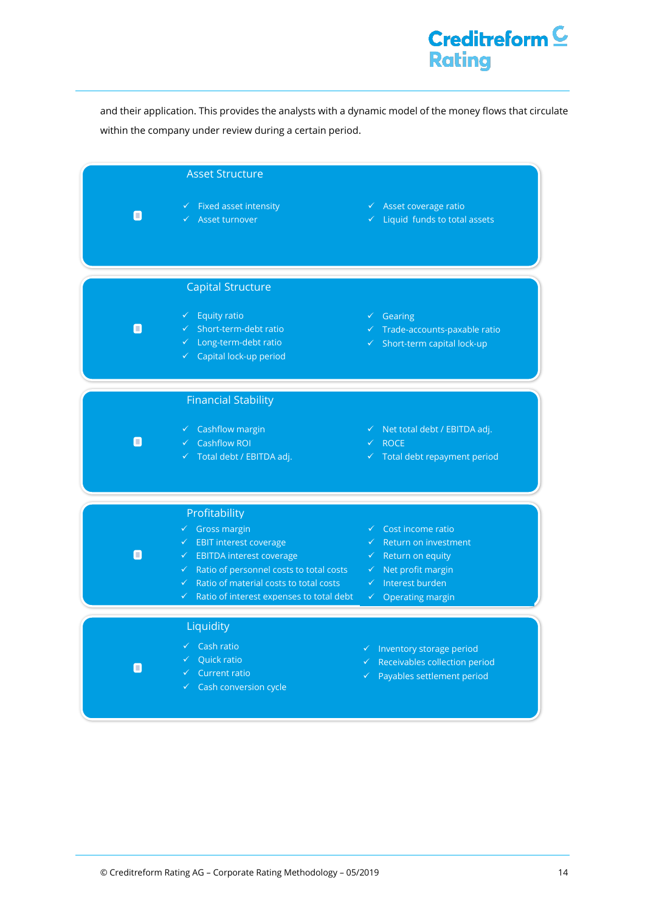and their application. This provides the analysts with a dynamic model of the money flows that circulate within the company under review during a certain period.

### Asset Structure

- ✓ Fixed asset intensity
- ✓ Asset turnover
- ✓ Asset coverage ratio
- ✓ Liquid funds to total assets

### Capital Structure

- ✓ Equity ratio
- ✓ Short-term-debt ratio
- ✓ Long-term-debt ratio
- ✓ Capital lock-up period
- ✓ Gearing
- ✓ Trade-accounts-paxable ratio
- ✓ Short-term capital lock-up

### Financial Stability

- ✓ Cashflow margin
- ✓ Cashflow ROI
- ✓ Total debt / EBITDA adj.
- ✓ Net total debt / EBITDA adj.
- ✓ ROCE
- ✓ Total debt repayment period

### Profitability

- ✓ Gross margin
- ✓ EBIT interest coverage
- ✓ EBITDA interest coverage
- ✓ Ratio of personnel costs to total costs
- ✓ Ratio of material costs to total costs
- ✓ Ratio of interest expenses to total debt
- ✓ Cost income ratio
- ✓ Return on investment
- ✓ Return on equity
- ✓ Net profit margin
- ✓ Interest burden
- ✓ Operating margin

### Liquidity

- ✓ Cash ratio
- ✓ Quick ratio
- ✓ Current ratio
- ✓ Cash conversion cycle
- ✓ Inventory storage period
- ✓ Receivables collection period
- ✓ Payables settlement period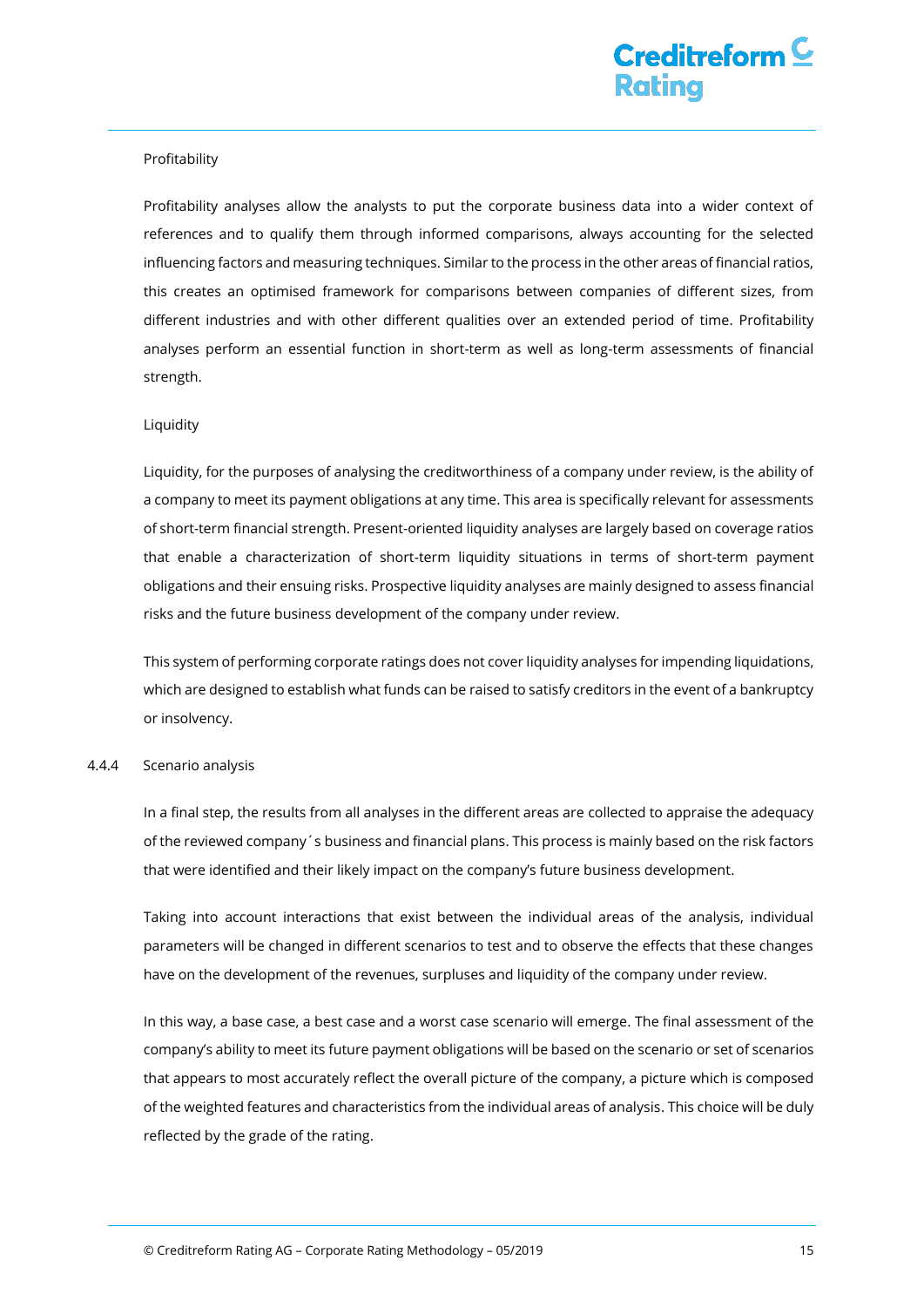Profitability

Profitability analyses allow the analysts to put the corporate business data into a wider context of references and to qualify them through informed comparisons, always accounting for the selected influencing factors and measuring techniques. Similar to the process in the other areas of financial ratios, this creates an optimised framework for comparisons between companies of different sizes, from different industries and with other different qualities over an extended period of time. Profitability analyses perform an essential function in short-term as well as long-term assessments of financial strength.

Liquidity

Liquidity, for the purposes of analysing the creditworthiness of a company under review, is the ability of a company to meet its payment obligations at any time. This area is specifically relevant for assessments of short-term financial strength. Present-oriented liquidity analyses are largely based on coverage ratios that enable a characterization of short-term liquidity situations in terms of short-term payment obligations and their ensuing risks. Prospective liquidity analyses are mainly designed to assess financial risks and the future business development of the company under review.

This system of performing corporate ratings does not cover liquidity analyses for impending liquidations, which are designed to establish what funds can be raised to satisfy creditors in the event of a bankruptcy or insolvency.

#### 4.4.4 Scenario analysis

In a final step, the results from all analyses in the different areas are collected to appraise the adequacy of the reviewed company´s business and financial plans. This process is mainly based on the risk factors that were identified and their likely impact on the company's future business development.

Taking into account interactions that exist between the individual areas of the analysis, individual parameters will be changed in different scenarios to test and to observe the effects that these changes have on the development of the revenues, surpluses and liquidity of the company under review.

In this way, a base case, a best case and a worst case scenario will emerge. The final assessment of the company's ability to meet its future payment obligations will be based on the scenario or set of scenarios that appears to most accurately reflect the overall picture of the company, a picture which is composed of the weighted features and characteristics from the individual areas of analysis. This choice will be duly reflected by the grade of the rating.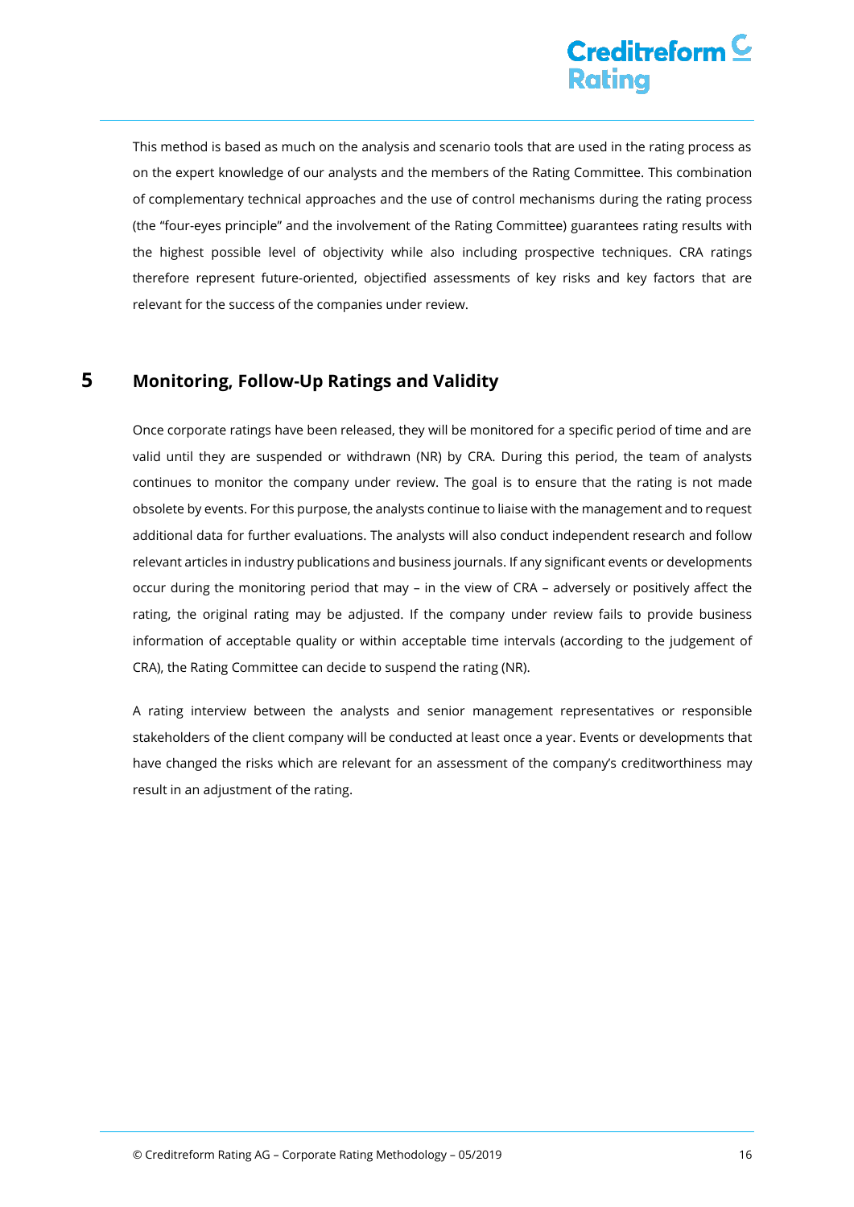This method is based as much on the analysis and scenario tools that are used in the rating process as on the expert knowledge of our analysts and the members of the Rating Committee. This combination of complementary technical approaches and the use of control mechanisms during the rating process (the "four-eyes principle" and the involvement of the Rating Committee) guarantees rating results with the highest possible level of objectivity while also including prospective techniques. CRA ratings therefore represent future-oriented, objectified assessments of key risks and key factors that are relevant for the success of the companies under review.

# 5 Monitoring, Follow-Up Ratings and Validity

Once corporate ratings have been released, they will be monitored for a specific period of time and are valid until they are suspended or withdrawn (NR) by CRA. During this period, the team of analysts continues to monitor the company under review. The goal is to ensure that the rating is not made obsolete by events. For this purpose, the analysts continue to liaise with the management and to request additional data for further evaluations. The analysts will also conduct independent research and follow relevant articles in industry publications and business journals. If any significant events or developments occur during the monitoring period that may – in the view of CRA – adversely or positively affect the rating, the original rating may be adjusted. If the company under review fails to provide business information of acceptable quality or within acceptable time intervals (according to the judgement of CRA), the Rating Committee can decide to suspend the rating (NR).

A rating interview between the analysts and senior management representatives or responsible stakeholders of the client company will be conducted at least once a year. Events or developments that have changed the risks which are relevant for an assessment of the company's creditworthiness may result in an adjustment of the rating.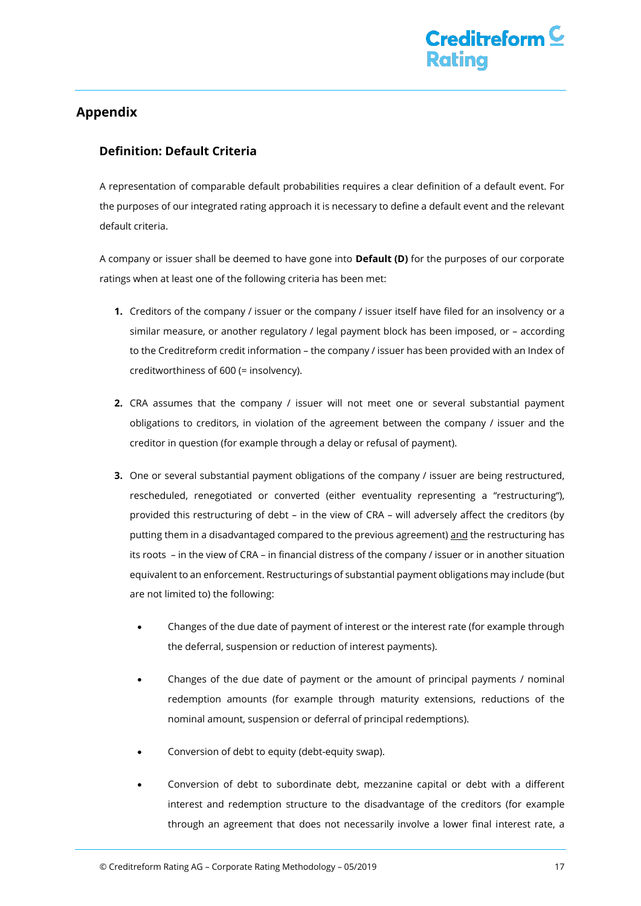## Appendix

### Definition: Default Criteria

A representation of comparable default probabilities requires a clear definition of a default event. For the purposes of our integrated rating approach it is necessary to define a default event and the relevant default criteria.

A company or issuer shall be deemed to have gone into **Default (D)** for the purposes of our corporate ratings when at least one of the following criteria has been met:

1. Creditors of the company / issuer or the company / issuer itself have filed for an insolvency or a similar measure, or another regulatory / legal payment block has been imposed, or – according to the Creditreform credit information – the company / issuer has been provided with an Index of creditworthiness of 600 (= insolvency).

2. CRA assumes that the company / issuer will not meet one or several substantial payment obligations to creditors, in violation of the agreement between the company / issuer and the creditor in question (for example through a delay or refusal of payment).

3. One or several substantial payment obligations of the company / issuer are being restructured, rescheduled, renegotiated or converted (either eventuality representing a "restructuring"), provided this restructuring of debt – in the view of CRA – will adversely affect the creditors (by putting them in a disadvantaged compared to the previous agreement) <u>and</u> the restructuring has its roots – in the view of CRA – in financial distress of the company / issuer or in another situation equivalent to an enforcement. Restructurings of substantial payment obligations may include (but are not limited to) the following:

   - Changes of the due date of payment of interest or the interest rate (for example through the deferral, suspension or reduction of interest payments).

   - Changes of the due date of payment or the amount of principal payments / nominal redemption amounts (for example through maturity extensions, reductions of the nominal amount, suspension or deferral of principal redemptions).

   - Conversion of debt to equity (debt-equity swap).

   - Conversion of debt to subordinate debt, mezzanine capital or debt with a different interest and redemption structure to the disadvantage of the creditors (for example through an agreement that does not necessarily involve a lower final interest rate, a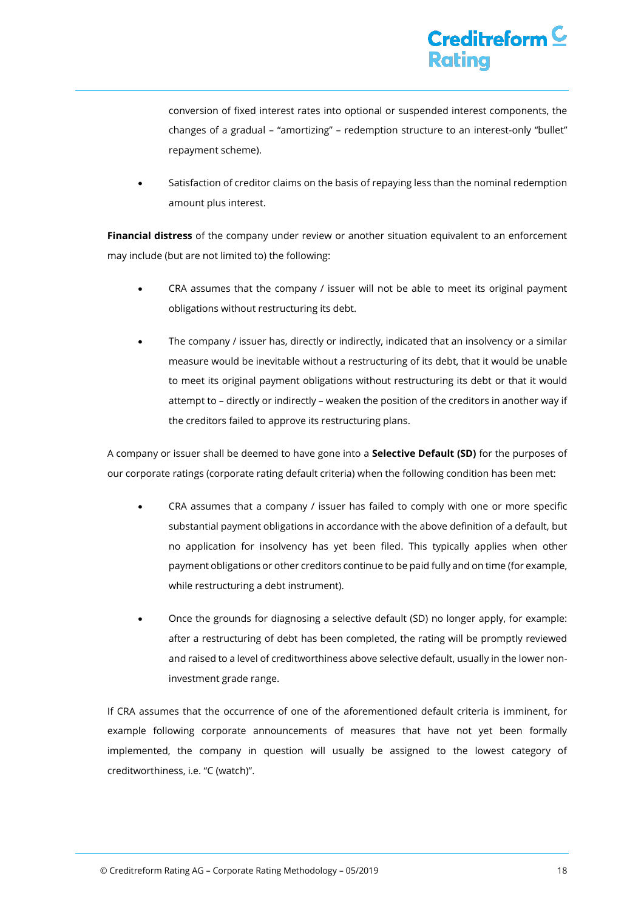conversion of fixed interest rates into optional or suspended interest components, the changes of a gradual – "amortizing" – redemption structure to an interest-only "bullet" repayment scheme).

- Satisfaction of creditor claims on the basis of repaying less than the nominal redemption amount plus interest.

**Financial distress** of the company under review or another situation equivalent to an enforcement may include (but are not limited to) the following:

- CRA assumes that the company / issuer will not be able to meet its original payment obligations without restructuring its debt.
- The company / issuer has, directly or indirectly, indicated that an insolvency or a similar measure would be inevitable without a restructuring of its debt, that it would be unable to meet its original payment obligations without restructuring its debt or that it would attempt to – directly or indirectly – weaken the position of the creditors in another way if the creditors failed to approve its restructuring plans.

A company or issuer shall be deemed to have gone into a **Selective Default (SD)** for the purposes of our corporate ratings (corporate rating default criteria) when the following condition has been met:

- CRA assumes that a company / issuer has failed to comply with one or more specific substantial payment obligations in accordance with the above definition of a default, but no application for insolvency has yet been filed. This typically applies when other payment obligations or other creditors continue to be paid fully and on time (for example, while restructuring a debt instrument).
- Once the grounds for diagnosing a selective default (SD) no longer apply, for example: after a restructuring of debt has been completed, the rating will be promptly reviewed and raised to a level of creditworthiness above selective default, usually in the lower non-investment grade range.

If CRA assumes that the occurrence of one of the aforementioned default criteria is imminent, for example following corporate announcements of measures that have not yet been formally implemented, the company in question will usually be assigned to the lowest category of creditworthiness, i.e. "C (watch)".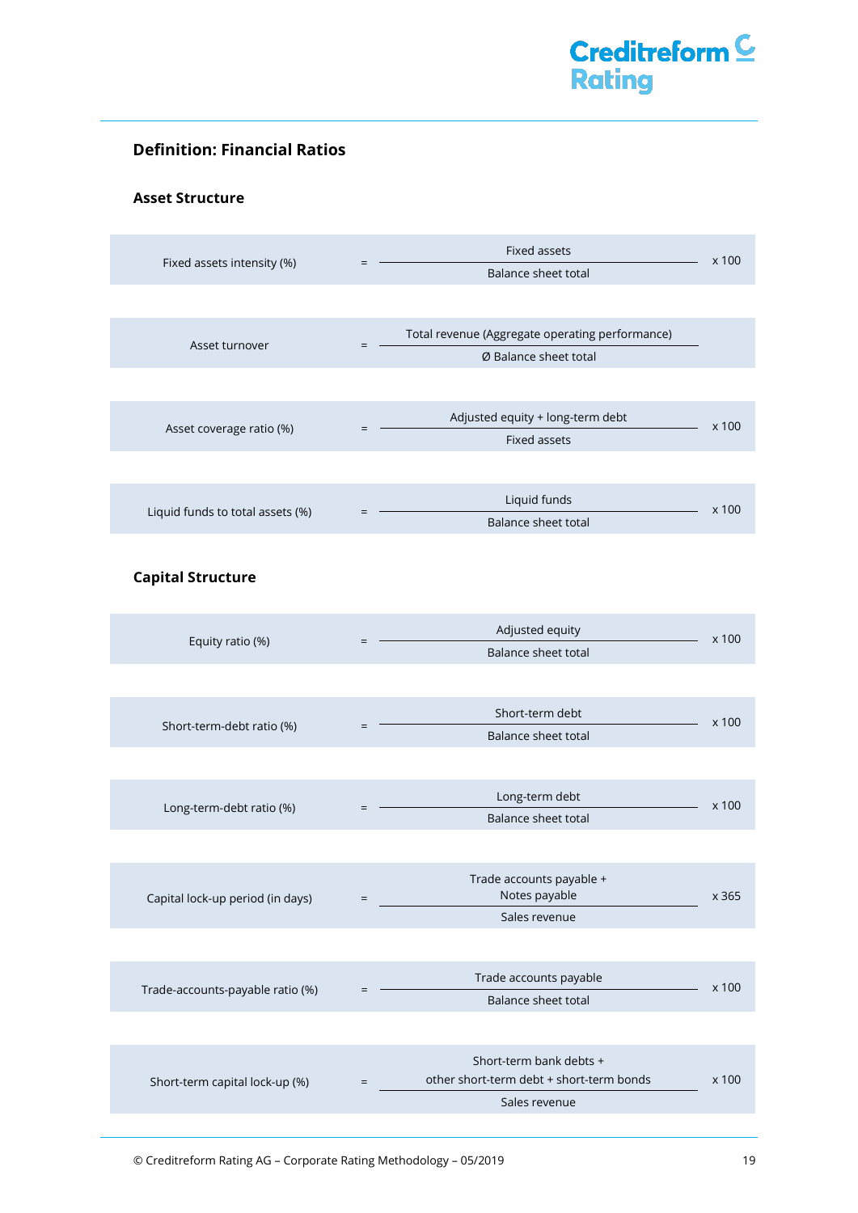## Definition: Financial Ratios

### Asset Structure

$$\text{Fixed assets intensity (\%)} = \frac{\text{Fixed assets}}{\text{Balance sheet total}} \times 100$$

$$\text{Asset turnover} = \frac{\text{Total revenue (Aggregate operating performance)}}{\text{Ø Balance sheet total}}$$

$$\text{Asset coverage ratio (\%)} = \frac{\text{Adjusted equity + long-term debt}}{\text{Fixed assets}} \times 100$$

$$\text{Liquid funds to total assets (\%)} = \frac{\text{Liquid funds}}{\text{Balance sheet total}} \times 100$$

### Capital Structure

$$\text{Equity ratio (\%)} = \frac{\text{Adjusted equity}}{\text{Balance sheet total}} \times 100$$

$$\text{Short-term-debt ratio (\%)} = \frac{\text{Short-term debt}}{\text{Balance sheet total}} \times 100$$

$$\text{Long-term-debt ratio (\%)} = \frac{\text{Long-term debt}}{\text{Balance sheet total}} \times 100$$

$$\text{Capital lock-up period (in days)} = \frac{\text{Trade accounts payable + Notes payable}}{\text{Sales revenue}} \times 365$$

$$\text{Trade-accounts-payable ratio (\%)} = \frac{\text{Trade accounts payable}}{\text{Balance sheet total}} \times 100$$

$$\text{Short-term capital lock-up (\%)} = \frac{\text{Short-term bank debts + other short-term debt + short-term bonds}}{\text{Sales revenue}} \times 100$$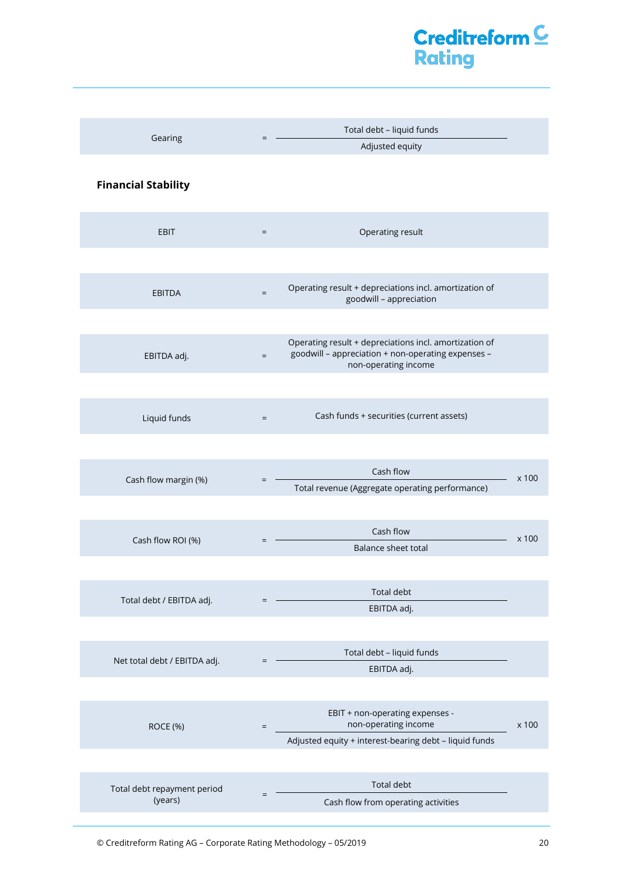$$\text{Gearing} = \frac{\text{Total debt} - \text{liquid funds}}{\text{Adjusted equity}}$$

**Financial Stability**

$$\text{EBIT} = \text{Operating result}$$

$$\text{EBITDA} = \text{Operating result} + \text{depreciations incl. amortization of goodwill} - \text{appreciation}$$

$$\text{EBITDA adj.} = \text{Operating result} + \text{depreciations incl. amortization of goodwill} - \text{appreciation} + \text{non-operating expenses} - \text{non-operating income}$$

$$\text{Liquid funds} = \text{Cash funds} + \text{securities (current assets)}$$

$$\text{Cash flow margin (\%)} = \frac{\text{Cash flow}}{\text{Total revenue (Aggregate operating performance)}} \times 100$$

$$\text{Cash flow ROI (\%)} = \frac{\text{Cash flow}}{\text{Balance sheet total}} \times 100$$

$$\text{Total debt / EBITDA adj.} = \frac{\text{Total debt}}{\text{EBITDA adj.}}$$

$$\text{Net total debt / EBITDA adj.} = \frac{\text{Total debt} - \text{liquid funds}}{\text{EBITDA adj.}}$$

$$\text{ROCE (\%)} = \frac{\text{EBIT} + \text{non-operating expenses} - \text{non-operating income}}{\text{Adjusted equity} + \text{interest-bearing debt} - \text{liquid funds}} \times 100$$

$$\text{Total debt repayment period (years)} = \frac{\text{Total debt}}{\text{Cash flow from operating activities}}$$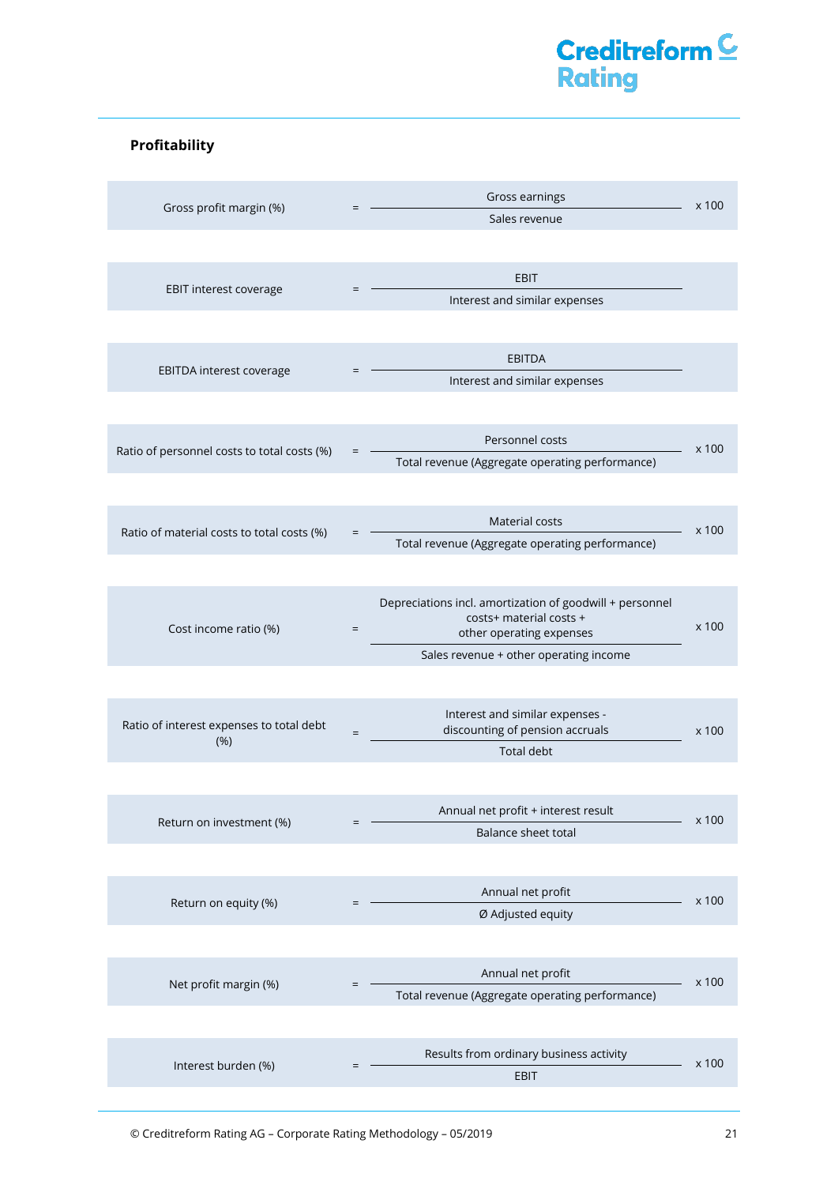## Profitability

$$\text{Gross profit margin (\%)} = \frac{\text{Gross earnings}}{\text{Sales revenue}} \times 100$$

$$\text{EBIT interest coverage} = \frac{\text{EBIT}}{\text{Interest and similar expenses}}$$

$$\text{EBITDA interest coverage} = \frac{\text{EBITDA}}{\text{Interest and similar expenses}}$$

$$\text{Ratio of personnel costs to total costs (\%)} = \frac{\text{Personnel costs}}{\text{Total revenue (Aggregate operating performance)}} \times 100$$

$$\text{Ratio of material costs to total costs (\%)} = \frac{\text{Material costs}}{\text{Total revenue (Aggregate operating performance)}} \times 100$$

$$\text{Cost income ratio (\%)} = \frac{\text{Depreciations incl. amortization of goodwill + personnel costs+ material costs + other operating expenses}}{\text{Sales revenue + other operating income}} \times 100$$

$$\text{Ratio of interest expenses to total debt (\%)} = \frac{\text{Interest and similar expenses - discounting of pension accruals}}{\text{Total debt}} \times 100$$

$$\text{Return on investment (\%)} = \frac{\text{Annual net profit + interest result}}{\text{Balance sheet total}} \times 100$$

$$\text{Return on equity (\%)} = \frac{\text{Annual net profit}}{\text{Ø Adjusted equity}} \times 100$$

$$\text{Net profit margin (\%)} = \frac{\text{Annual net profit}}{\text{Total revenue (Aggregate operating performance)}} \times 100$$

$$\text{Interest burden (\%)} = \frac{\text{Results from ordinary business activity}}{\text{EBIT}} \times 100$$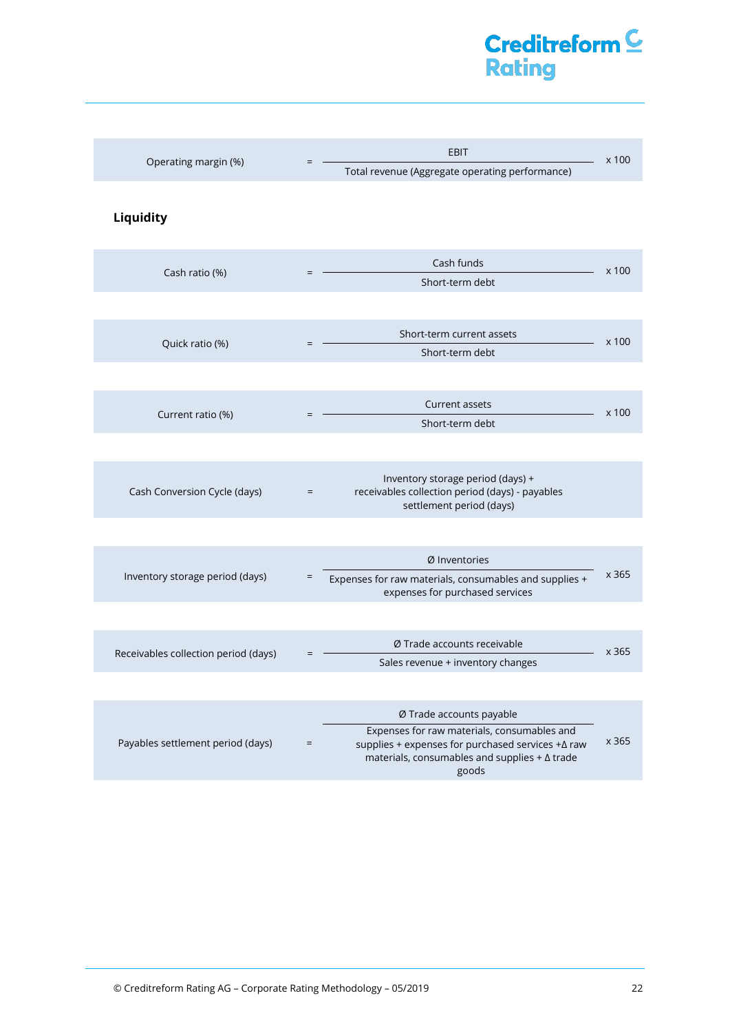$$\text{Operating margin (\%)} = \frac{\text{EBIT}}{\text{Total revenue (Aggregate operating performance)}} \times 100$$

**Liquidity**

$$\text{Cash ratio (\%)} = \frac{\text{Cash funds}}{\text{Short-term debt}} \times 100$$

$$\text{Quick ratio (\%)} = \frac{\text{Short-term current assets}}{\text{Short-term debt}} \times 100$$

$$\text{Current ratio (\%)} = \frac{\text{Current assets}}{\text{Short-term debt}} \times 100$$

$$\text{Cash Conversion Cycle (days)} = \text{Inventory storage period (days)} + \text{receivables collection period (days)} - \text{payables settlement period (days)}$$

$$\text{Inventory storage period (days)} = \frac{\text{Ø Inventories}}{\text{Expenses for raw materials, consumables and supplies} + \text{expenses for purchased services}} \times 365$$

$$\text{Receivables collection period (days)} = \frac{\text{Ø Trade accounts receivable}}{\text{Sales revenue} + \text{inventory changes}} \times 365$$

$$\text{Payables settlement period (days)} = \frac{\text{Ø Trade accounts payable}}{\text{Expenses for raw materials, consumables and supplies} + \text{expenses for purchased services} + \Delta\ \text{raw materials, consumables and supplies} + \Delta\ \text{trade goods}} \times 365$$